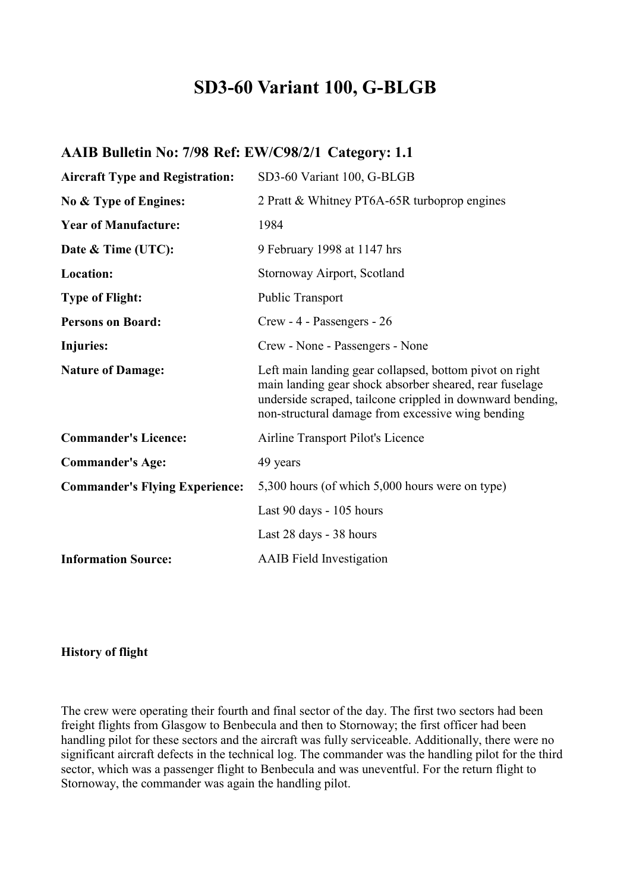# SD3-60 Variant 100, G-BLGB

## AAIB Bulletin No: 7/98 Ref: EW/C98/2/1 Category: 1.1

| | |
|---|---|
| **Aircraft Type and Registration:** | SD3-60 Variant 100, G-BLGB |
| **No & Type of Engines:** | 2 Pratt & Whitney PT6A-65R turboprop engines |
| **Year of Manufacture:** | 1984 |
| **Date & Time (UTC):** | 9 February 1998 at 1147 hrs |
| **Location:** | Stornoway Airport, Scotland |
| **Type of Flight:** | Public Transport |
| **Persons on Board:** | Crew - 4 - Passengers - 26 |
| **Injuries:** | Crew - None - Passengers - None |
| **Nature of Damage:** | Left main landing gear collapsed, bottom pivot on right main landing gear shock absorber sheared, rear fuselage underside scraped, tailcone crippled in downward bending, non-structural damage from excessive wing bending |
| **Commander's Licence:** | Airline Transport Pilot's Licence |
| **Commander's Age:** | 49 years |
| **Commander's Flying Experience:** | 5,300 hours (of which 5,000 hours were on type) |
| | Last 90 days - 105 hours |
| | Last 28 days - 38 hours |
| **Information Source:** | AAIB Field Investigation |

### History of flight

The crew were operating their fourth and final sector of the day. The first two sectors had been freight flights from Glasgow to Benbecula and then to Stornoway; the first officer had been handling pilot for these sectors and the aircraft was fully serviceable. Additionally, there were no significant aircraft defects in the technical log. The commander was the handling pilot for the third sector, which was a passenger flight to Benbecula and was uneventful. For the return flight to Stornoway, the commander was again the handling pilot.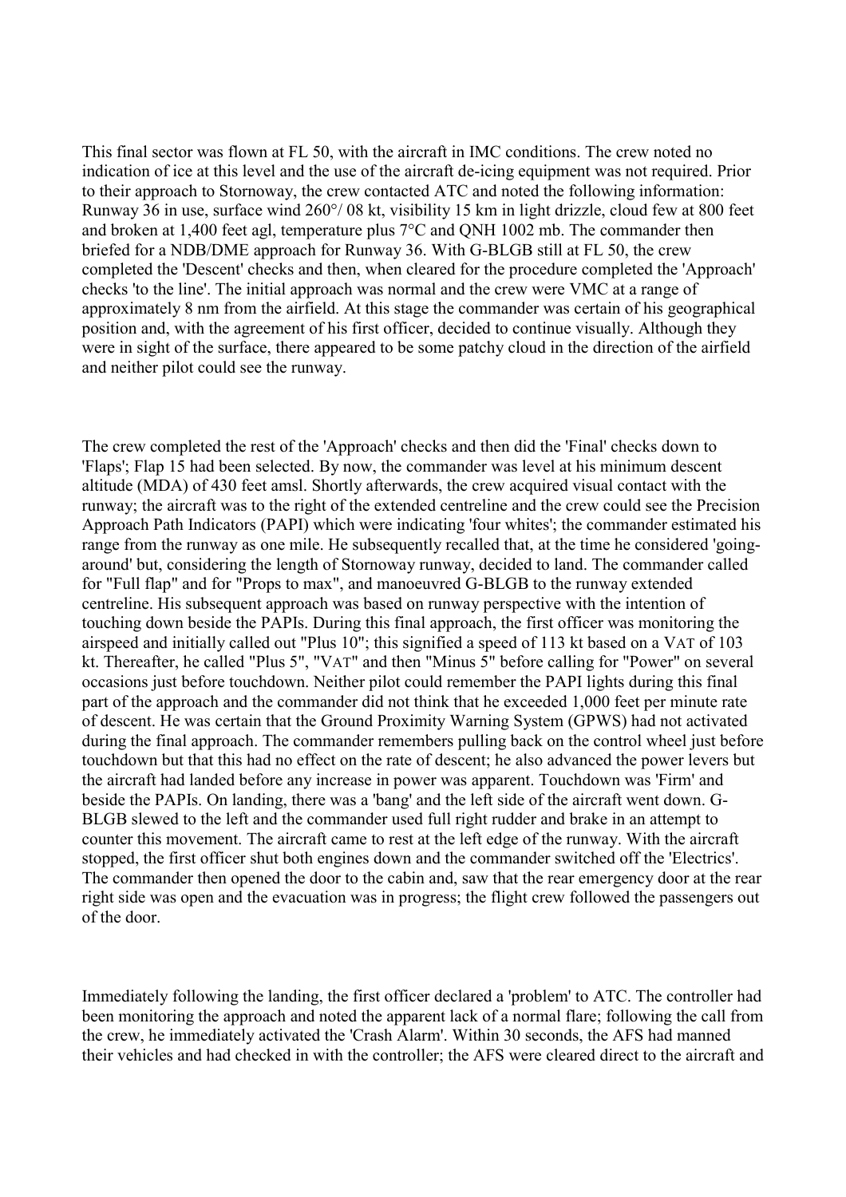This final sector was flown at FL 50, with the aircraft in IMC conditions. The crew noted no indication of ice at this level and the use of the aircraft de-icing equipment was not required. Prior to their approach to Stornoway, the crew contacted ATC and noted the following information: Runway 36 in use, surface wind 260°/ 08 kt, visibility 15 km in light drizzle, cloud few at 800 feet and broken at 1,400 feet agl, temperature plus 7°C and QNH 1002 mb. The commander then briefed for a NDB/DME approach for Runway 36. With G-BLGB still at FL 50, the crew completed the 'Descent' checks and then, when cleared for the procedure completed the 'Approach' checks 'to the line'. The initial approach was normal and the crew were VMC at a range of approximately 8 nm from the airfield. At this stage the commander was certain of his geographical position and, with the agreement of his first officer, decided to continue visually. Although they were in sight of the surface, there appeared to be some patchy cloud in the direction of the airfield and neither pilot could see the runway.

The crew completed the rest of the 'Approach' checks and then did the 'Final' checks down to 'Flaps'; Flap 15 had been selected. By now, the commander was level at his minimum descent altitude (MDA) of 430 feet amsl. Shortly afterwards, the crew acquired visual contact with the runway; the aircraft was to the right of the extended centreline and the crew could see the Precision Approach Path Indicators (PAPI) which were indicating 'four whites'; the commander estimated his range from the runway as one mile. He subsequently recalled that, at the time he considered 'going-around' but, considering the length of Stornoway runway, decided to land. The commander called for "Full flap" and for "Props to max", and manoeuvred G-BLGB to the runway extended centreline. His subsequent approach was based on runway perspective with the intention of touching down beside the PAPIs. During this final approach, the first officer was monitoring the airspeed and initially called out "Plus 10"; this signified a speed of 113 kt based on a VAT of 103 kt. Thereafter, he called "Plus 5", "VAT" and then "Minus 5" before calling for "Power" on several occasions just before touchdown. Neither pilot could remember the PAPI lights during this final part of the approach and the commander did not think that he exceeded 1,000 feet per minute rate of descent. He was certain that the Ground Proximity Warning System (GPWS) had not activated during the final approach. The commander remembers pulling back on the control wheel just before touchdown but that this had no effect on the rate of descent; he also advanced the power levers but the aircraft had landed before any increase in power was apparent. Touchdown was 'Firm' and beside the PAPIs. On landing, there was a 'bang' and the left side of the aircraft went down. G-BLGB slewed to the left and the commander used full right rudder and brake in an attempt to counter this movement. The aircraft came to rest at the left edge of the runway. With the aircraft stopped, the first officer shut both engines down and the commander switched off the 'Electrics'. The commander then opened the door to the cabin and, saw that the rear emergency door at the rear right side was open and the evacuation was in progress; the flight crew followed the passengers out of the door.

Immediately following the landing, the first officer declared a 'problem' to ATC. The controller had been monitoring the approach and noted the apparent lack of a normal flare; following the call from the crew, he immediately activated the 'Crash Alarm'. Within 30 seconds, the AFS had manned their vehicles and had checked in with the controller; the AFS were cleared direct to the aircraft and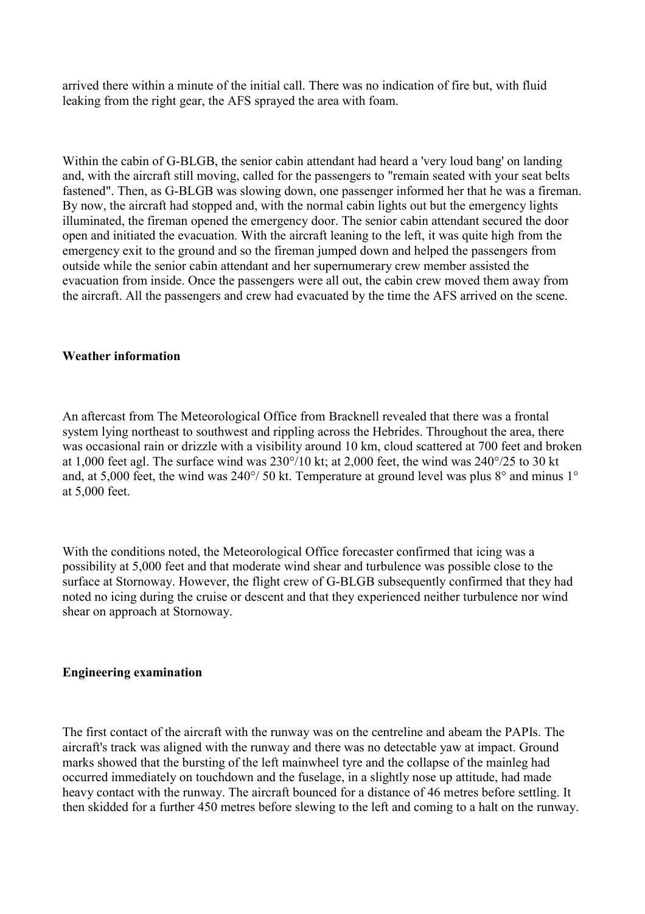arrived there within a minute of the initial call. There was no indication of fire but, with fluid leaking from the right gear, the AFS sprayed the area with foam.

Within the cabin of G-BLGB, the senior cabin attendant had heard a 'very loud bang' on landing and, with the aircraft still moving, called for the passengers to "remain seated with your seat belts fastened". Then, as G-BLGB was slowing down, one passenger informed her that he was a fireman. By now, the aircraft had stopped and, with the normal cabin lights out but the emergency lights illuminated, the fireman opened the emergency door. The senior cabin attendant secured the door open and initiated the evacuation. With the aircraft leaning to the left, it was quite high from the emergency exit to the ground and so the fireman jumped down and helped the passengers from outside while the senior cabin attendant and her supernumerary crew member assisted the evacuation from inside. Once the passengers were all out, the cabin crew moved them away from the aircraft. All the passengers and crew had evacuated by the time the AFS arrived on the scene.

**Weather information**

An aftercast from The Meteorological Office from Bracknell revealed that there was a frontal system lying northeast to southwest and rippling across the Hebrides. Throughout the area, there was occasional rain or drizzle with a visibility around 10 km, cloud scattered at 700 feet and broken at 1,000 feet agl. The surface wind was 230°/10 kt; at 2,000 feet, the wind was 240°/25 to 30 kt and, at 5,000 feet, the wind was 240°/ 50 kt. Temperature at ground level was plus 8° and minus 1° at 5,000 feet.

With the conditions noted, the Meteorological Office forecaster confirmed that icing was a possibility at 5,000 feet and that moderate wind shear and turbulence was possible close to the surface at Stornoway. However, the flight crew of G-BLGB subsequently confirmed that they had noted no icing during the cruise or descent and that they experienced neither turbulence nor wind shear on approach at Stornoway.

**Engineering examination**

The first contact of the aircraft with the runway was on the centreline and abeam the PAPIs. The aircraft's track was aligned with the runway and there was no detectable yaw at impact. Ground marks showed that the bursting of the left mainwheel tyre and the collapse of the mainleg had occurred immediately on touchdown and the fuselage, in a slightly nose up attitude, had made heavy contact with the runway. The aircraft bounced for a distance of 46 metres before settling. It then skidded for a further 450 metres before slewing to the left and coming to a halt on the runway.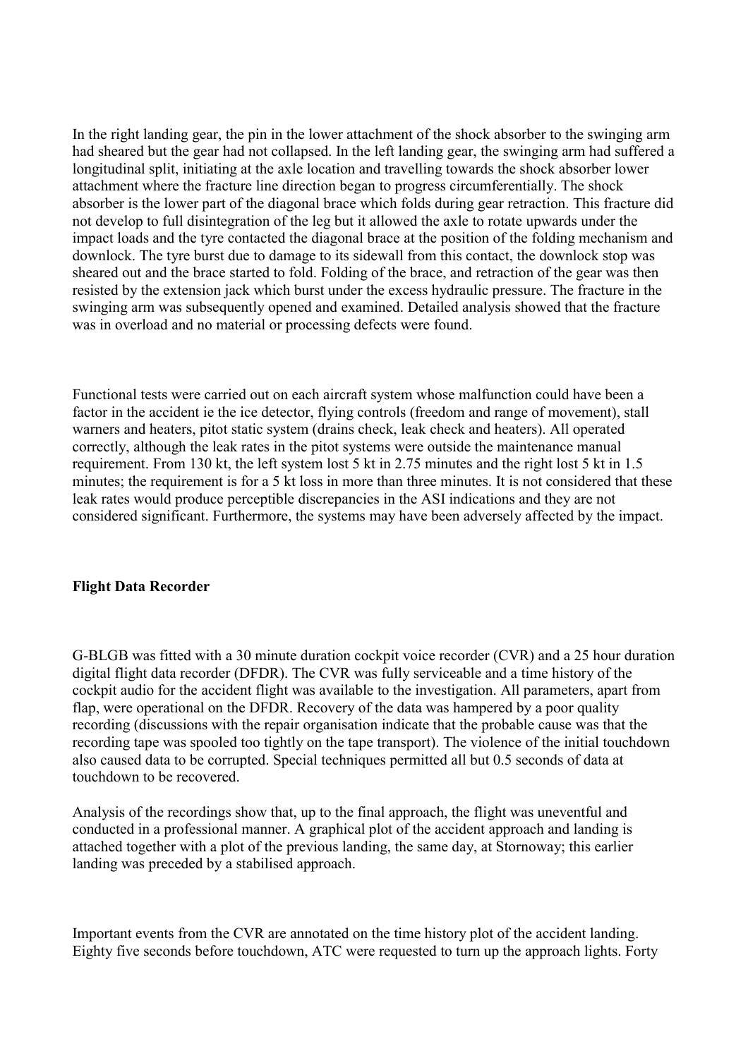In the right landing gear, the pin in the lower attachment of the shock absorber to the swinging arm had sheared but the gear had not collapsed. In the left landing gear, the swinging arm had suffered a longitudinal split, initiating at the axle location and travelling towards the shock absorber lower attachment where the fracture line direction began to progress circumferentially. The shock absorber is the lower part of the diagonal brace which folds during gear retraction. This fracture did not develop to full disintegration of the leg but it allowed the axle to rotate upwards under the impact loads and the tyre contacted the diagonal brace at the position of the folding mechanism and downlock. The tyre burst due to damage to its sidewall from this contact, the downlock stop was sheared out and the brace started to fold. Folding of the brace, and retraction of the gear was then resisted by the extension jack which burst under the excess hydraulic pressure. The fracture in the swinging arm was subsequently opened and examined. Detailed analysis showed that the fracture was in overload and no material or processing defects were found.

Functional tests were carried out on each aircraft system whose malfunction could have been a factor in the accident ie the ice detector, flying controls (freedom and range of movement), stall warners and heaters, pitot static system (drains check, leak check and heaters). All operated correctly, although the leak rates in the pitot systems were outside the maintenance manual requirement. From 130 kt, the left system lost 5 kt in 2.75 minutes and the right lost 5 kt in 1.5 minutes; the requirement is for a 5 kt loss in more than three minutes. It is not considered that these leak rates would produce perceptible discrepancies in the ASI indications and they are not considered significant. Furthermore, the systems may have been adversely affected by the impact.

**Flight Data Recorder**

G-BLGB was fitted with a 30 minute duration cockpit voice recorder (CVR) and a 25 hour duration digital flight data recorder (DFDR). The CVR was fully serviceable and a time history of the cockpit audio for the accident flight was available to the investigation. All parameters, apart from flap, were operational on the DFDR. Recovery of the data was hampered by a poor quality recording (discussions with the repair organisation indicate that the probable cause was that the recording tape was spooled too tightly on the tape transport). The violence of the initial touchdown also caused data to be corrupted. Special techniques permitted all but 0.5 seconds of data at touchdown to be recovered.

Analysis of the recordings show that, up to the final approach, the flight was uneventful and conducted in a professional manner. A graphical plot of the accident approach and landing is attached together with a plot of the previous landing, the same day, at Stornoway; this earlier landing was preceded by a stabilised approach.

Important events from the CVR are annotated on the time history plot of the accident landing. Eighty five seconds before touchdown, ATC were requested to turn up the approach lights. Forty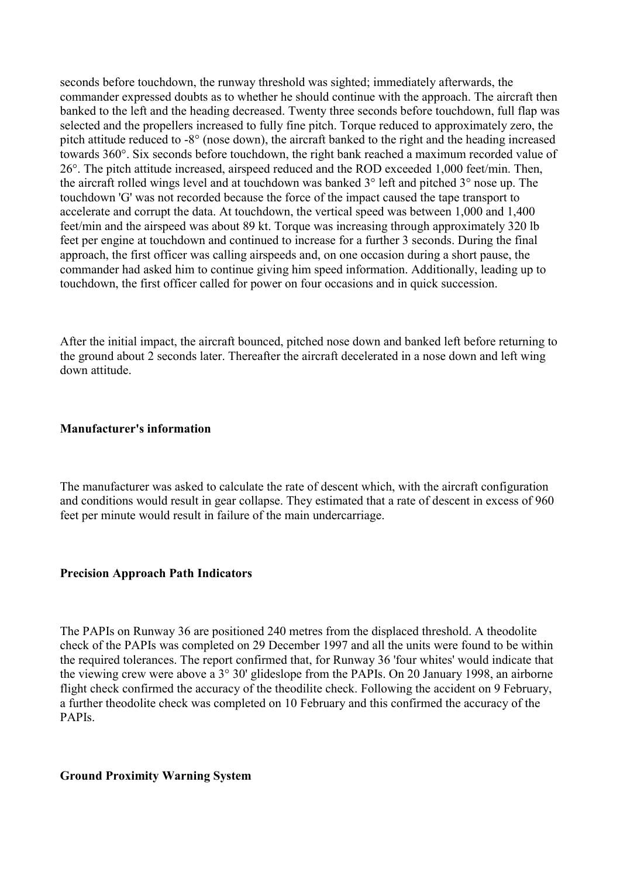seconds before touchdown, the runway threshold was sighted; immediately afterwards, the commander expressed doubts as to whether he should continue with the approach. The aircraft then banked to the left and the heading decreased. Twenty three seconds before touchdown, full flap was selected and the propellers increased to fully fine pitch. Torque reduced to approximately zero, the pitch attitude reduced to -8° (nose down), the aircraft banked to the right and the heading increased towards 360°. Six seconds before touchdown, the right bank reached a maximum recorded value of 26°. The pitch attitude increased, airspeed reduced and the ROD exceeded 1,000 feet/min. Then, the aircraft rolled wings level and at touchdown was banked 3° left and pitched 3° nose up. The touchdown 'G' was not recorded because the force of the impact caused the tape transport to accelerate and corrupt the data. At touchdown, the vertical speed was between 1,000 and 1,400 feet/min and the airspeed was about 89 kt. Torque was increasing through approximately 320 lb feet per engine at touchdown and continued to increase for a further 3 seconds. During the final approach, the first officer was calling airspeeds and, on one occasion during a short pause, the commander had asked him to continue giving him speed information. Additionally, leading up to touchdown, the first officer called for power on four occasions and in quick succession.

After the initial impact, the aircraft bounced, pitched nose down and banked left before returning to the ground about 2 seconds later. Thereafter the aircraft decelerated in a nose down and left wing down attitude.

**Manufacturer's information**

The manufacturer was asked to calculate the rate of descent which, with the aircraft configuration and conditions would result in gear collapse. They estimated that a rate of descent in excess of 960 feet per minute would result in failure of the main undercarriage.

**Precision Approach Path Indicators**

The PAPIs on Runway 36 are positioned 240 metres from the displaced threshold. A theodolite check of the PAPIs was completed on 29 December 1997 and all the units were found to be within the required tolerances. The report confirmed that, for Runway 36 'four whites' would indicate that the viewing crew were above a 3° 30' glideslope from the PAPIs. On 20 January 1998, an airborne flight check confirmed the accuracy of the theodilite check. Following the accident on 9 February, a further theodolite check was completed on 10 February and this confirmed the accuracy of the PAPIs.

**Ground Proximity Warning System**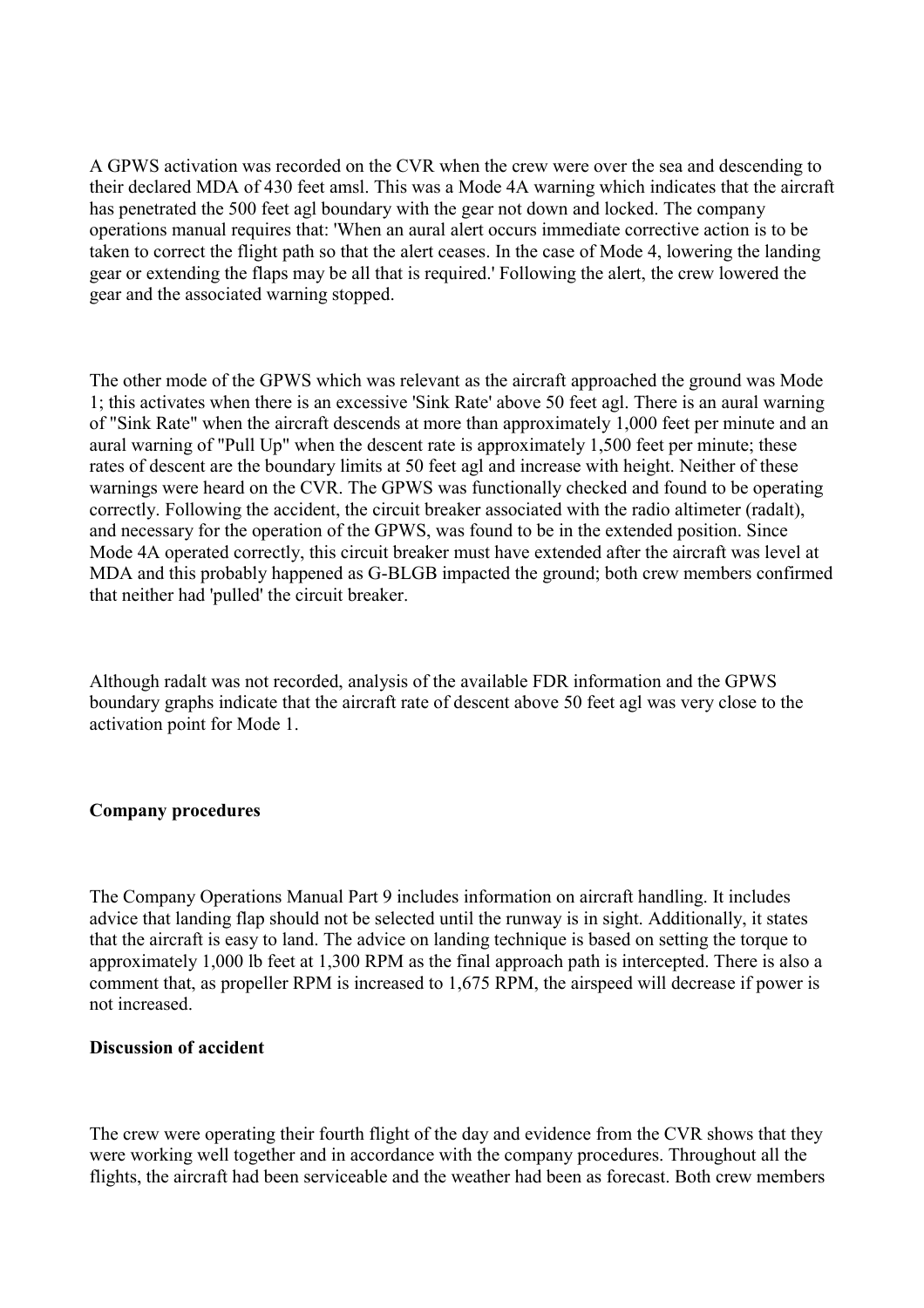A GPWS activation was recorded on the CVR when the crew were over the sea and descending to their declared MDA of 430 feet amsl. This was a Mode 4A warning which indicates that the aircraft has penetrated the 500 feet agl boundary with the gear not down and locked. The company operations manual requires that: 'When an aural alert occurs immediate corrective action is to be taken to correct the flight path so that the alert ceases. In the case of Mode 4, lowering the landing gear or extending the flaps may be all that is required.' Following the alert, the crew lowered the gear and the associated warning stopped.

The other mode of the GPWS which was relevant as the aircraft approached the ground was Mode 1; this activates when there is an excessive 'Sink Rate' above 50 feet agl. There is an aural warning of "Sink Rate" when the aircraft descends at more than approximately 1,000 feet per minute and an aural warning of "Pull Up" when the descent rate is approximately 1,500 feet per minute; these rates of descent are the boundary limits at 50 feet agl and increase with height. Neither of these warnings were heard on the CVR. The GPWS was functionally checked and found to be operating correctly. Following the accident, the circuit breaker associated with the radio altimeter (radalt), and necessary for the operation of the GPWS, was found to be in the extended position. Since Mode 4A operated correctly, this circuit breaker must have extended after the aircraft was level at MDA and this probably happened as G-BLGB impacted the ground; both crew members confirmed that neither had 'pulled' the circuit breaker.

Although radalt was not recorded, analysis of the available FDR information and the GPWS boundary graphs indicate that the aircraft rate of descent above 50 feet agl was very close to the activation point for Mode 1.

**Company procedures**

The Company Operations Manual Part 9 includes information on aircraft handling. It includes advice that landing flap should not be selected until the runway is in sight. Additionally, it states that the aircraft is easy to land. The advice on landing technique is based on setting the torque to approximately 1,000 lb feet at 1,300 RPM as the final approach path is intercepted. There is also a comment that, as propeller RPM is increased to 1,675 RPM, the airspeed will decrease if power is not increased.

**Discussion of accident**

The crew were operating their fourth flight of the day and evidence from the CVR shows that they were working well together and in accordance with the company procedures. Throughout all the flights, the aircraft had been serviceable and the weather had been as forecast. Both crew members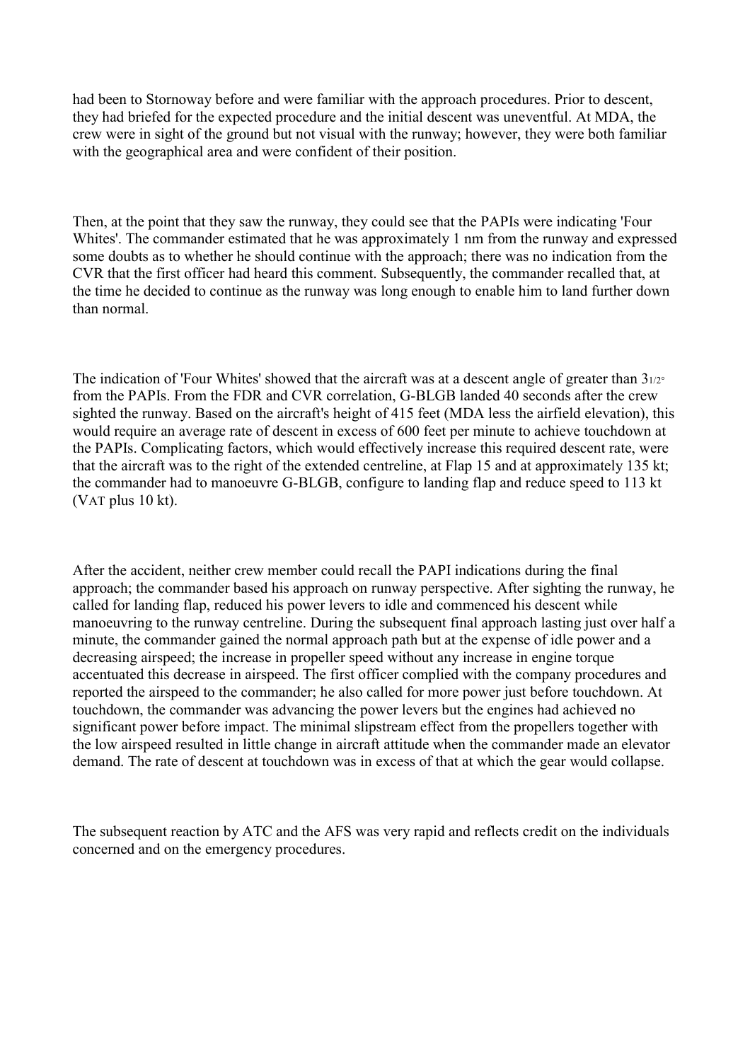had been to Stornoway before and were familiar with the approach procedures. Prior to descent, they had briefed for the expected procedure and the initial descent was uneventful. At MDA, the crew were in sight of the ground but not visual with the runway; however, they were both familiar with the geographical area and were confident of their position.

Then, at the point that they saw the runway, they could see that the PAPIs were indicating 'Four Whites'. The commander estimated that he was approximately 1 nm from the runway and expressed some doubts as to whether he should continue with the approach; there was no indication from the CVR that the first officer had heard this comment. Subsequently, the commander recalled that, at the time he decided to continue as the runway was long enough to enable him to land further down than normal.

The indication of 'Four Whites' showed that the aircraft was at a descent angle of greater than $3^{1/2°}$ from the PAPIs. From the FDR and CVR correlation, G-BLGB landed 40 seconds after the crew sighted the runway. Based on the aircraft's height of 415 feet (MDA less the airfield elevation), this would require an average rate of descent in excess of 600 feet per minute to achieve touchdown at the PAPIs. Complicating factors, which would effectively increase this required descent rate, were that the aircraft was to the right of the extended centreline, at Flap 15 and at approximately 135 kt; the commander had to manoeuvre G-BLGB, configure to landing flap and reduce speed to 113 kt (VAT plus 10 kt).

After the accident, neither crew member could recall the PAPI indications during the final approach; the commander based his approach on runway perspective. After sighting the runway, he called for landing flap, reduced his power levers to idle and commenced his descent while manoeuvring to the runway centreline. During the subsequent final approach lasting just over half a minute, the commander gained the normal approach path but at the expense of idle power and a decreasing airspeed; the increase in propeller speed without any increase in engine torque accentuated this decrease in airspeed. The first officer complied with the company procedures and reported the airspeed to the commander; he also called for more power just before touchdown. At touchdown, the commander was advancing the power levers but the engines had achieved no significant power before impact. The minimal slipstream effect from the propellers together with the low airspeed resulted in little change in aircraft attitude when the commander made an elevator demand. The rate of descent at touchdown was in excess of that at which the gear would collapse.

The subsequent reaction by ATC and the AFS was very rapid and reflects credit on the individuals concerned and on the emergency procedures.